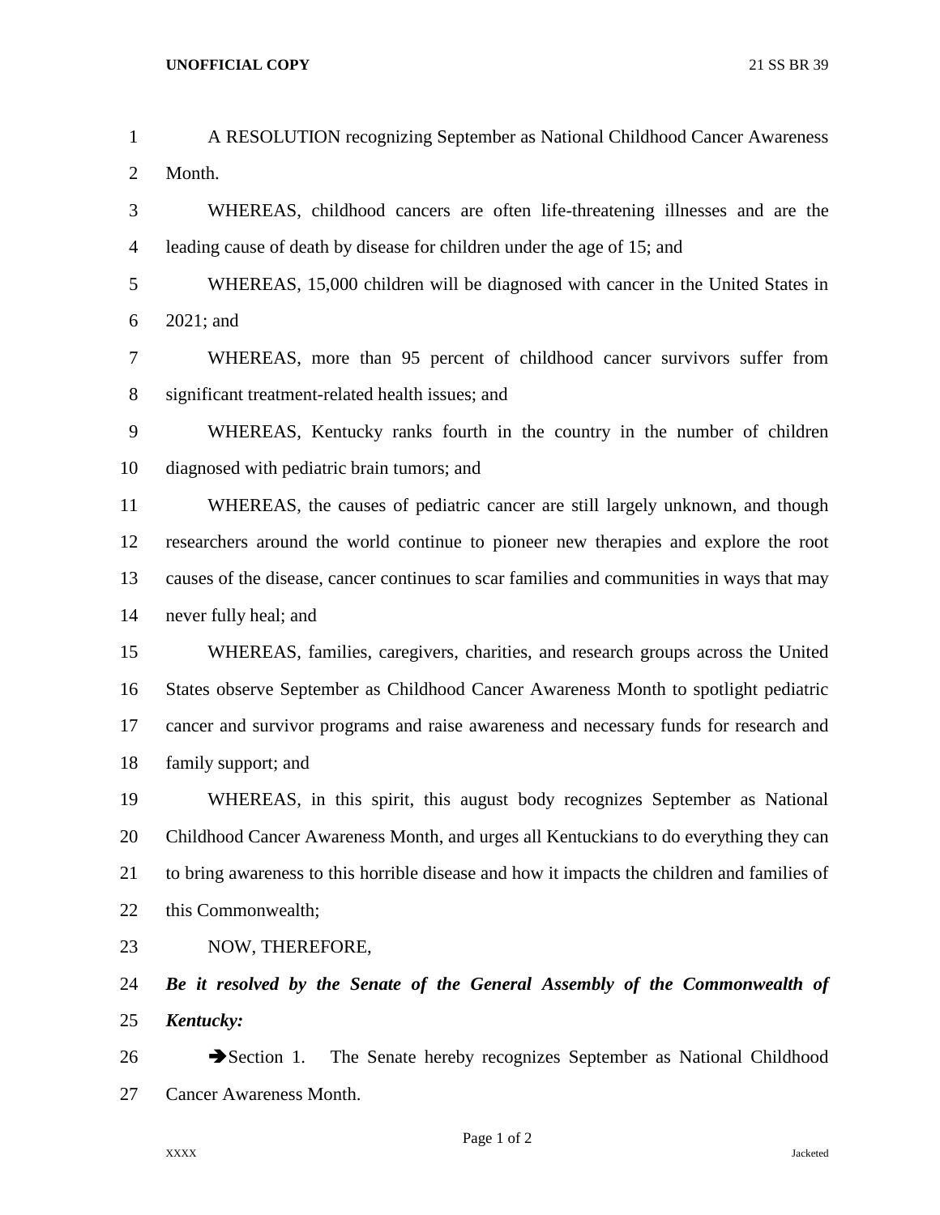A RESOLUTION recognizing September as National Childhood Cancer Awareness Month.

WHEREAS, childhood cancers are often life-threatening illnesses and are the leading cause of death by disease for children under the age of 15; and

WHEREAS, 15,000 children will be diagnosed with cancer in the United States in 2021; and

WHEREAS, more than 95 percent of childhood cancer survivors suffer from significant treatment-related health issues; and

WHEREAS, Kentucky ranks fourth in the country in the number of children diagnosed with pediatric brain tumors; and

WHEREAS, the causes of pediatric cancer are still largely unknown, and though researchers around the world continue to pioneer new therapies and explore the root causes of the disease, cancer continues to scar families and communities in ways that may never fully heal; and

WHEREAS, families, caregivers, charities, and research groups across the United States observe September as Childhood Cancer Awareness Month to spotlight pediatric cancer and survivor programs and raise awareness and necessary funds for research and family support; and

WHEREAS, in this spirit, this august body recognizes September as National Childhood Cancer Awareness Month, and urges all Kentuckians to do everything they can to bring awareness to this horrible disease and how it impacts the children and families of this Commonwealth;

NOW, THEREFORE,

***Be it resolved by the Senate of the General Assembly of the Commonwealth of Kentucky:***

➔Section 1. The Senate hereby recognizes September as National Childhood Cancer Awareness Month.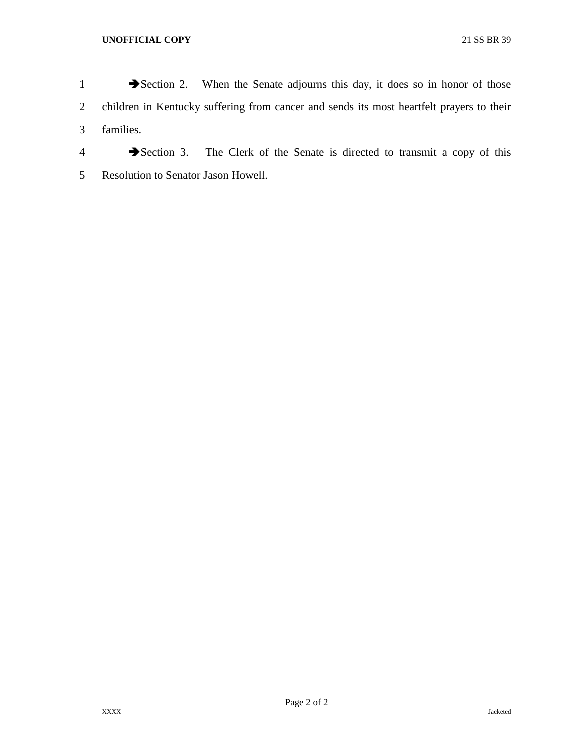➔Section 2. When the Senate adjourns this day, it does so in honor of those children in Kentucky suffering from cancer and sends its most heartfelt prayers to their families.

➔Section 3. The Clerk of the Senate is directed to transmit a copy of this Resolution to Senator Jason Howell.